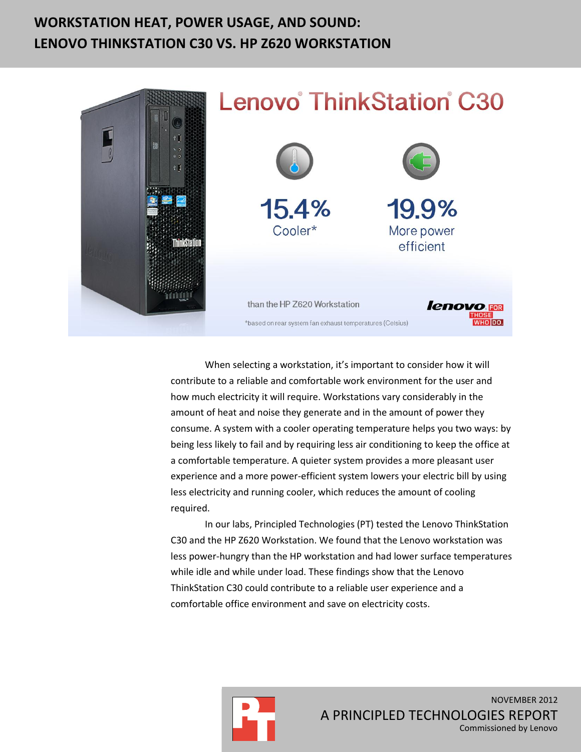# WORKSTATION HEAT, POWER USAGE, AND SOUND: LENOVO THINKSTATION C30 VS. HP Z620 WORKSTATION

Lenovo® ThinkStation® C30

15.4% Cooler*

19.9% More power efficient

than the HP Z620 Workstation

*based on rear system fan exhaust temperatures (Celsius)

When selecting a workstation, it's important to consider how it will contribute to a reliable and comfortable work environment for the user and how much electricity it will require. Workstations vary considerably in the amount of heat and noise they generate and in the amount of power they consume. A system with a cooler operating temperature helps you two ways: by being less likely to fail and by requiring less air conditioning to keep the office at a comfortable temperature. A quieter system provides a more pleasant user experience and a more power-efficient system lowers your electric bill by using less electricity and running cooler, which reduces the amount of cooling required.

In our labs, Principled Technologies (PT) tested the Lenovo ThinkStation C30 and the HP Z620 Workstation. We found that the Lenovo workstation was less power-hungry than the HP workstation and had lower surface temperatures while idle and while under load. These findings show that the Lenovo ThinkStation C30 could contribute to a reliable user experience and a comfortable office environment and save on electricity costs.

NOVEMBER 2012

A PRINCIPLED TECHNOLOGIES REPORT

Commissioned by Lenovo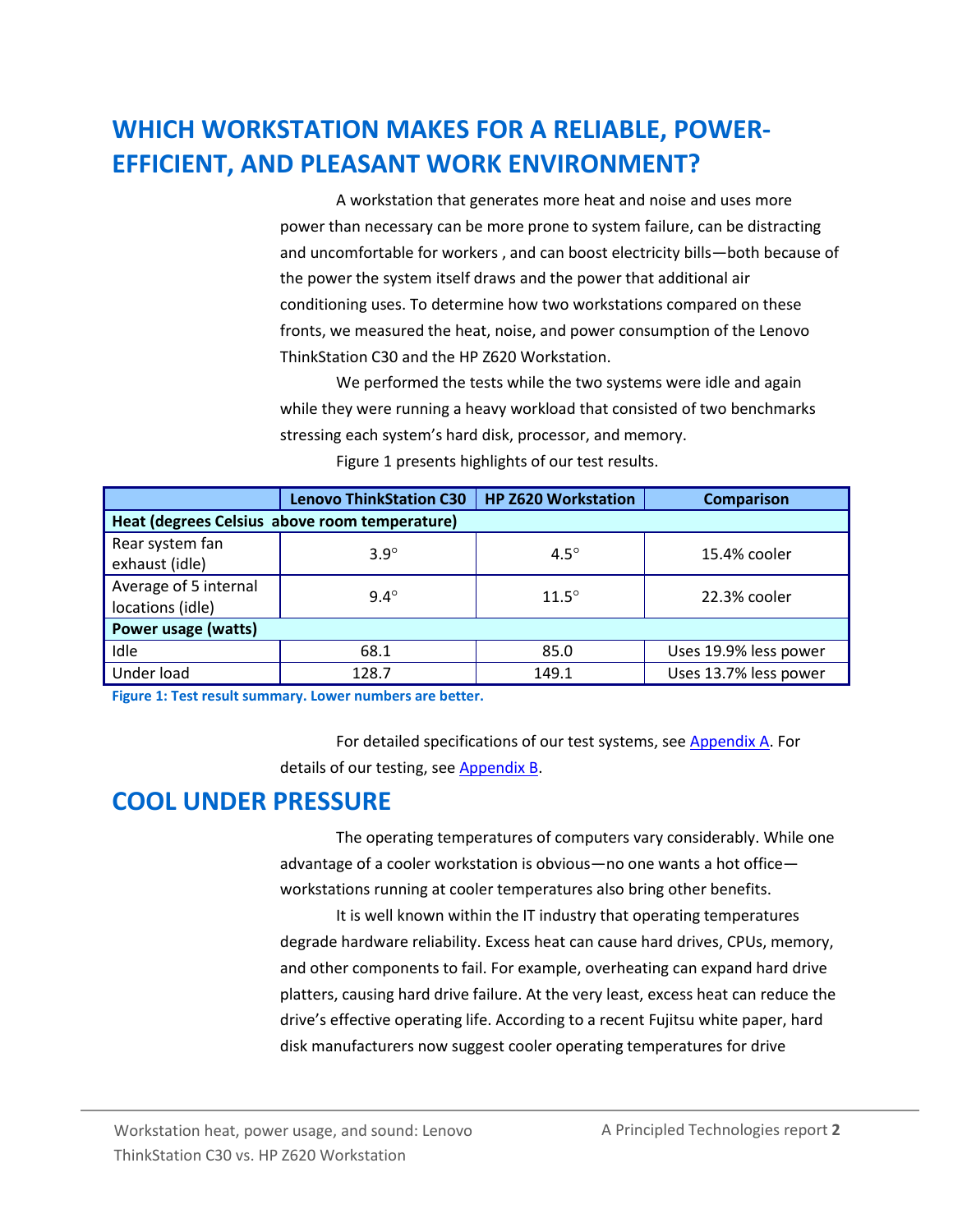# WHICH WORKSTATION MAKES FOR A RELIABLE, POWER-EFFICIENT, AND PLEASANT WORK ENVIRONMENT?

A workstation that generates more heat and noise and uses more power than necessary can be more prone to system failure, can be distracting and uncomfortable for workers , and can boost electricity bills—both because of the power the system itself draws and the power that additional air conditioning uses. To determine how two workstations compared on these fronts, we measured the heat, noise, and power consumption of the Lenovo ThinkStation C30 and the HP Z620 Workstation.

We performed the tests while the two systems were idle and again while they were running a heavy workload that consisted of two benchmarks stressing each system's hard disk, processor, and memory.

Figure 1 presents highlights of our test results.

| | Lenovo ThinkStation C30 | HP Z620 Workstation | Comparison |
|---|---|---|---|
| **Heat (degrees Celsius above room temperature)** | | | |
| Rear system fan exhaust (idle) | 3.9° | 4.5° | 15.4% cooler |
| Average of 5 internal locations (idle) | 9.4° | 11.5° | 22.3% cooler |
| **Power usage (watts)** | | | |
| Idle | 68.1 | 85.0 | Uses 19.9% less power |
| Under load | 128.7 | 149.1 | Uses 13.7% less power |

**Figure 1: Test result summary. Lower numbers are better.**

For detailed specifications of our test systems, see Appendix A. For details of our testing, see Appendix B.

## COOL UNDER PRESSURE

The operating temperatures of computers vary considerably. While one advantage of a cooler workstation is obvious—no one wants a hot office—workstations running at cooler temperatures also bring other benefits.

It is well known within the IT industry that operating temperatures degrade hardware reliability. Excess heat can cause hard drives, CPUs, memory, and other components to fail. For example, overheating can expand hard drive platters, causing hard drive failure. At the very least, excess heat can reduce the drive's effective operating life. According to a recent Fujitsu white paper, hard disk manufacturers now suggest cooler operating temperatures for drive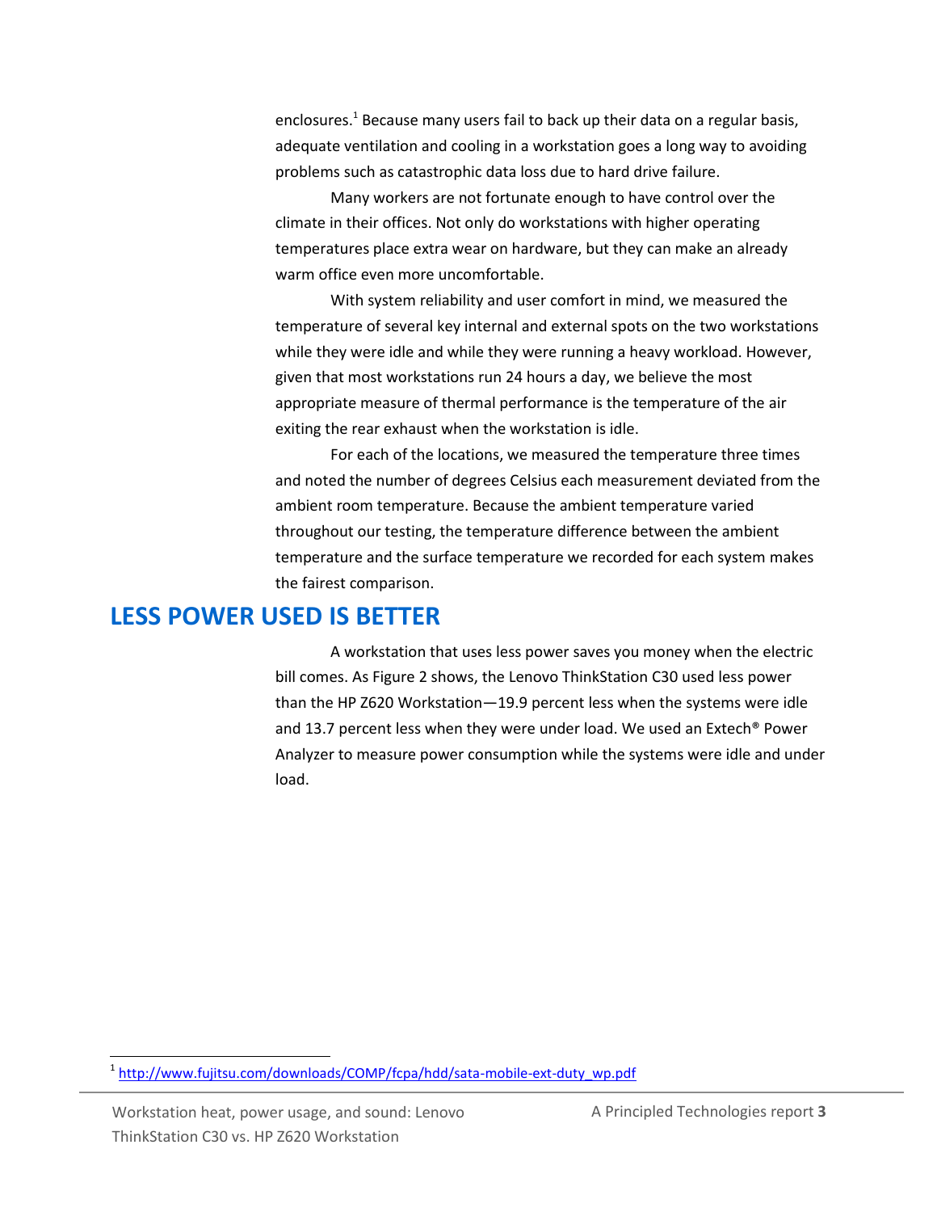enclosures.[1] Because many users fail to back up their data on a regular basis, adequate ventilation and cooling in a workstation goes a long way to avoiding problems such as catastrophic data loss due to hard drive failure.

Many workers are not fortunate enough to have control over the climate in their offices. Not only do workstations with higher operating temperatures place extra wear on hardware, but they can make an already warm office even more uncomfortable.

With system reliability and user comfort in mind, we measured the temperature of several key internal and external spots on the two workstations while they were idle and while they were running a heavy workload. However, given that most workstations run 24 hours a day, we believe the most appropriate measure of thermal performance is the temperature of the air exiting the rear exhaust when the workstation is idle.

For each of the locations, we measured the temperature three times and noted the number of degrees Celsius each measurement deviated from the ambient room temperature. Because the ambient temperature varied throughout our testing, the temperature difference between the ambient temperature and the surface temperature we recorded for each system makes the fairest comparison.

## LESS POWER USED IS BETTER

A workstation that uses less power saves you money when the electric bill comes. As Figure 2 shows, the Lenovo ThinkStation C30 used less power than the HP Z620 Workstation—19.9 percent less when the systems were idle and 13.7 percent less when they were under load. We used an Extech® Power Analyzer to measure power consumption while the systems were idle and under load.

[1] http://www.fujitsu.com/downloads/COMP/fcpa/hdd/sata-mobile-ext-duty_wp.pdf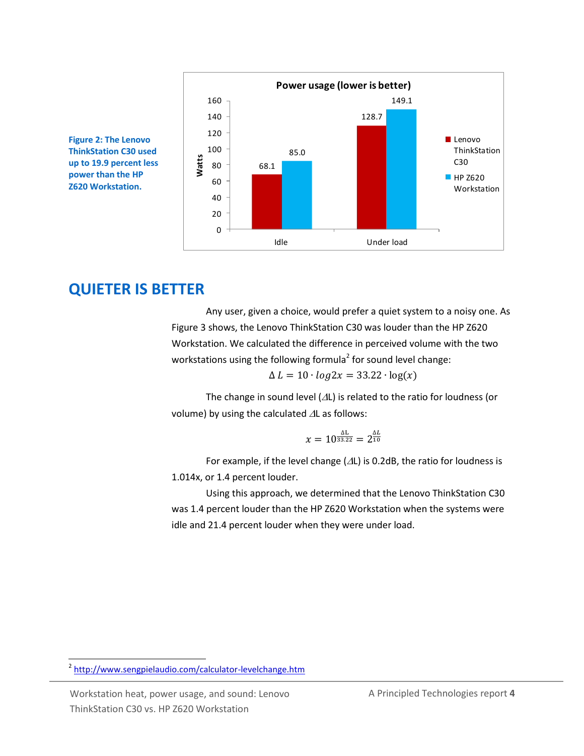Figure 2: The Lenovo ThinkStation C30 used up to 19.9 percent less power than the HP Z620 Workstation.

**Power usage (lower is better)**

| Watts | Lenovo ThinkStation C30 | HP Z620 Workstation |
|---|---|---|
| Idle | 68.1 | 85.0 |
| Under load | 128.7 | 149.1 |

## QUIETER IS BETTER

Any user, given a choice, would prefer a quiet system to a noisy one. As Figure 3 shows, the Lenovo ThinkStation C30 was louder than the HP Z620 Workstation. We calculated the difference in perceived volume with the two workstations using the following formula[2] for sound level change:

$$\Delta L = 10 \cdot log2x = 33.22 \cdot \log(x)$$

The change in sound level ($\Delta$L) is related to the ratio for loudness (or volume) by using the calculated $\Delta$L as follows:

$$x = 10^{\frac{\Delta L}{33.22}} = 2^{\frac{\Delta L}{10}}$$

For example, if the level change ($\Delta$L) is 0.2dB, the ratio for loudness is 1.014x, or 1.4 percent louder.

Using this approach, we determined that the Lenovo ThinkStation C30 was 1.4 percent louder than the HP Z620 Workstation when the systems were idle and 21.4 percent louder when they were under load.

[2] http://www.sengpielaudio.com/calculator-levelchange.htm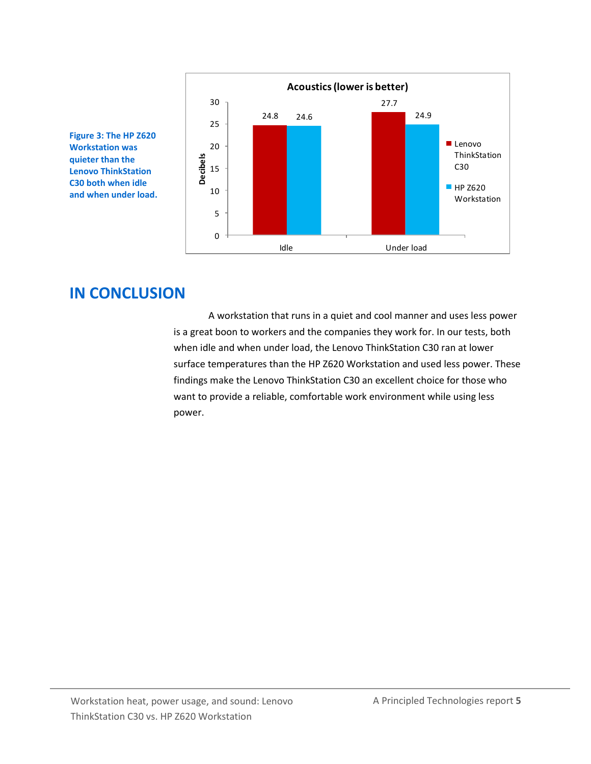**Acoustics (lower is better)**

| Decibels | Lenovo ThinkStation C30 | HP Z620 Workstation |
| --- | --- | --- |
| Idle | 24.8 | 24.6 |
| Under load | 27.7 | 24.9 |

**Figure 3: The HP Z620 Workstation was quieter than the Lenovo ThinkStation C30 both when idle and when under load.**

## IN CONCLUSION

A workstation that runs in a quiet and cool manner and uses less power is a great boon to workers and the companies they work for. In our tests, both when idle and when under load, the Lenovo ThinkStation C30 ran at lower surface temperatures than the HP Z620 Workstation and used less power. These findings make the Lenovo ThinkStation C30 an excellent choice for those who want to provide a reliable, comfortable work environment while using less power.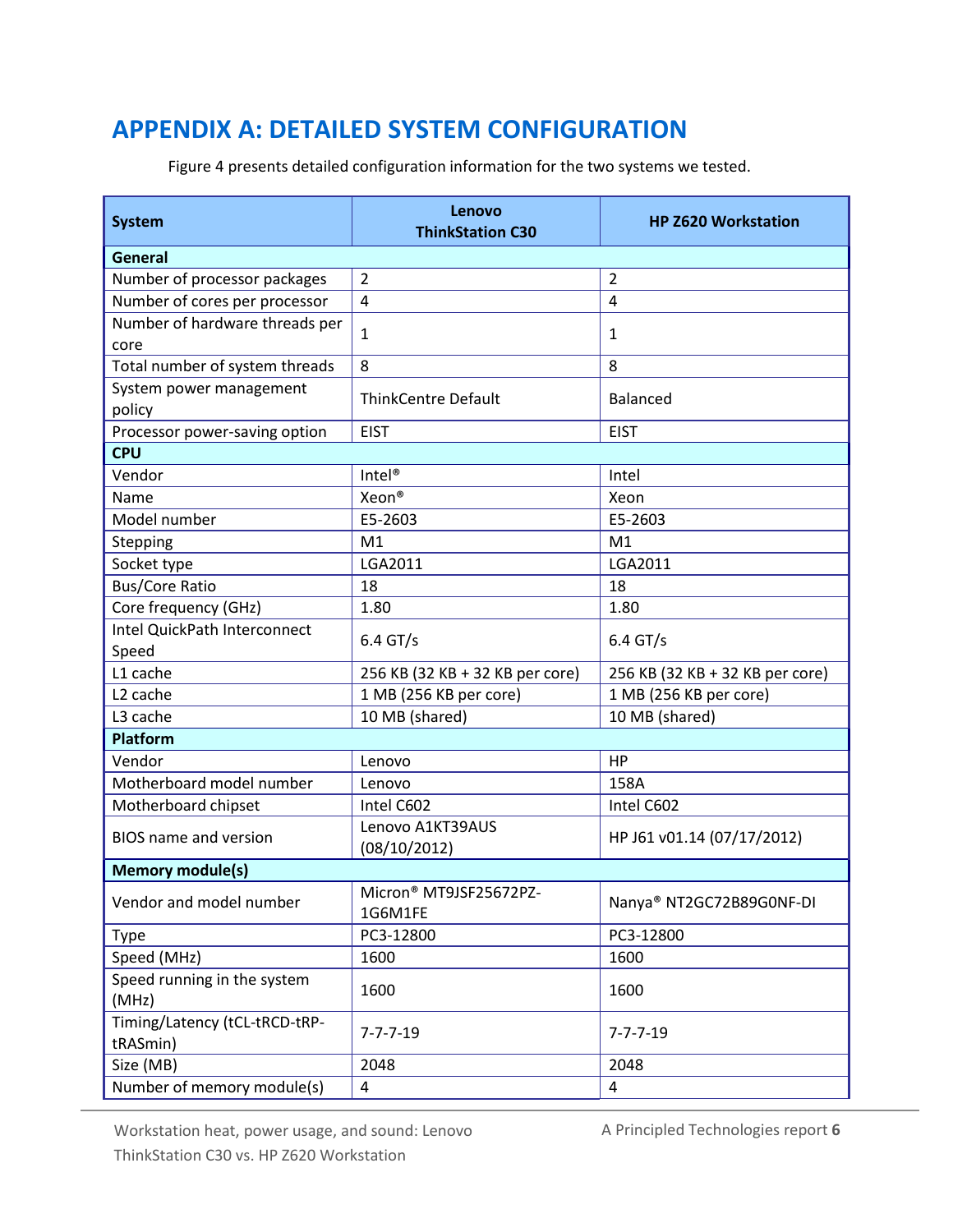# APPENDIX A: DETAILED SYSTEM CONFIGURATION

Figure 4 presents detailed configuration information for the two systems we tested.

| System | Lenovo ThinkStation C30 | HP Z620 Workstation |
| --- | --- | --- |
| **General** | | |
| Number of processor packages | 2 | 2 |
| Number of cores per processor | 4 | 4 |
| Number of hardware threads per core | 1 | 1 |
| Total number of system threads | 8 | 8 |
| System power management policy | ThinkCentre Default | Balanced |
| Processor power-saving option | EIST | EIST |
| **CPU** | | |
| Vendor | Intel® | Intel |
| Name | Xeon® | Xeon |
| Model number | E5-2603 | E5-2603 |
| Stepping | M1 | M1 |
| Socket type | LGA2011 | LGA2011 |
| Bus/Core Ratio | 18 | 18 |
| Core frequency (GHz) | 1.80 | 1.80 |
| Intel QuickPath Interconnect Speed | 6.4 GT/s | 6.4 GT/s |
| L1 cache | 256 KB (32 KB + 32 KB per core) | 256 KB (32 KB + 32 KB per core) |
| L2 cache | 1 MB (256 KB per core) | 1 MB (256 KB per core) |
| L3 cache | 10 MB (shared) | 10 MB (shared) |
| **Platform** | | |
| Vendor | Lenovo | HP |
| Motherboard model number | Lenovo | 158A |
| Motherboard chipset | Intel C602 | Intel C602 |
| BIOS name and version | Lenovo A1KT39AUS (08/10/2012) | HP J61 v01.14 (07/17/2012) |
| **Memory module(s)** | | |
| Vendor and model number | Micron® MT9JSF25672PZ-1G6M1FE | Nanya® NT2GC72B89G0NF-DI |
| Type | PC3-12800 | PC3-12800 |
| Speed (MHz) | 1600 | 1600 |
| Speed running in the system (MHz) | 1600 | 1600 |
| Timing/Latency (tCL-tRCD-tRP-tRASmin) | 7-7-7-19 | 7-7-7-19 |
| Size (MB) | 2048 | 2048 |
| Number of memory module(s) | 4 | 4 |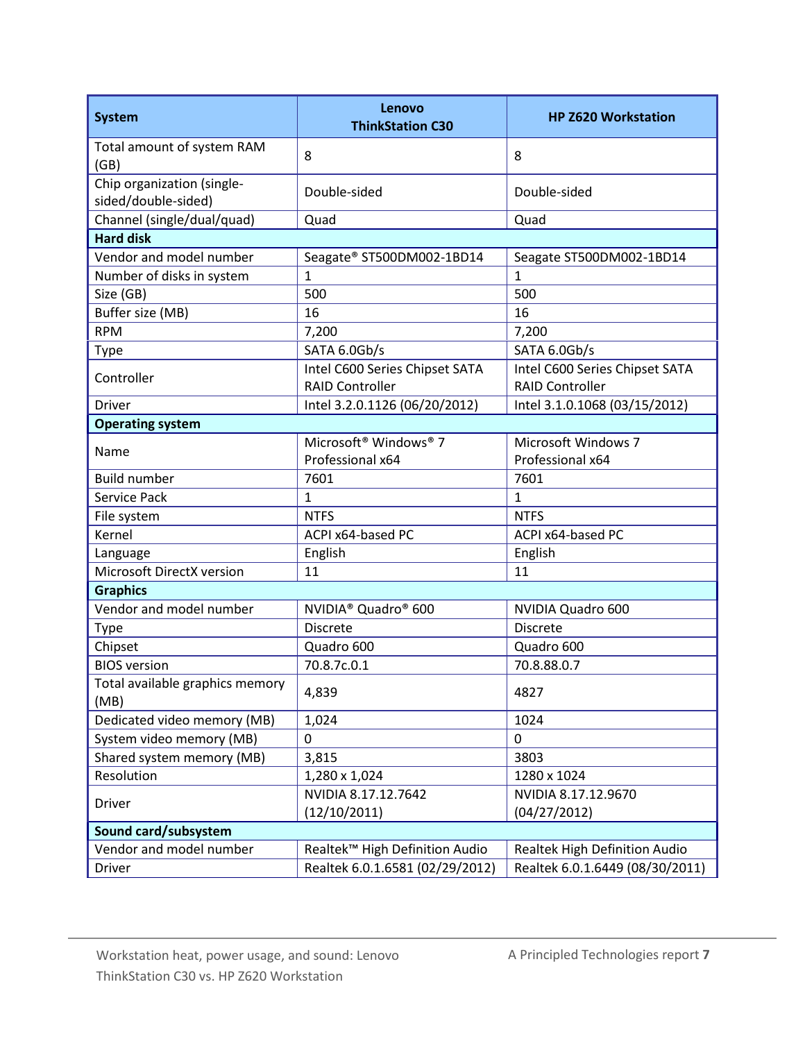| System | Lenovo ThinkStation C30 | HP Z620 Workstation |
|---|---|---|
| Total amount of system RAM (GB) | 8 | 8 |
| Chip organization (single-sided/double-sided) | Double-sided | Double-sided |
| Channel (single/dual/quad) | Quad | Quad |
| **Hard disk** | | |
| Vendor and model number | Seagate® ST500DM002-1BD14 | Seagate ST500DM002-1BD14 |
| Number of disks in system | 1 | 1 |
| Size (GB) | 500 | 500 |
| Buffer size (MB) | 16 | 16 |
| RPM | 7,200 | 7,200 |
| Type | SATA 6.0Gb/s | SATA 6.0Gb/s |
| Controller | Intel C600 Series Chipset SATA RAID Controller | Intel C600 Series Chipset SATA RAID Controller |
| Driver | Intel 3.2.0.1126 (06/20/2012) | Intel 3.1.0.1068 (03/15/2012) |
| **Operating system** | | |
| Name | Microsoft® Windows® 7 Professional x64 | Microsoft Windows 7 Professional x64 |
| Build number | 7601 | 7601 |
| Service Pack | 1 | 1 |
| File system | NTFS | NTFS |
| Kernel | ACPI x64-based PC | ACPI x64-based PC |
| Language | English | English |
| Microsoft DirectX version | 11 | 11 |
| **Graphics** | | |
| Vendor and model number | NVIDIA® Quadro® 600 | NVIDIA Quadro 600 |
| Type | Discrete | Discrete |
| Chipset | Quadro 600 | Quadro 600 |
| BIOS version | 70.8.7c.0.1 | 70.8.88.0.7 |
| Total available graphics memory (MB) | 4,839 | 4827 |
| Dedicated video memory (MB) | 1,024 | 1024 |
| System video memory (MB) | 0 | 0 |
| Shared system memory (MB) | 3,815 | 3803 |
| Resolution | 1,280 x 1,024 | 1280 x 1024 |
| Driver | NVIDIA 8.17.12.7642 (12/10/2011) | NVIDIA 8.17.12.9670 (04/27/2012) |
| **Sound card/subsystem** | | |
| Vendor and model number | Realtek™ High Definition Audio | Realtek High Definition Audio |
| Driver | Realtek 6.0.1.6581 (02/29/2012) | Realtek 6.0.1.6449 (08/30/2011) |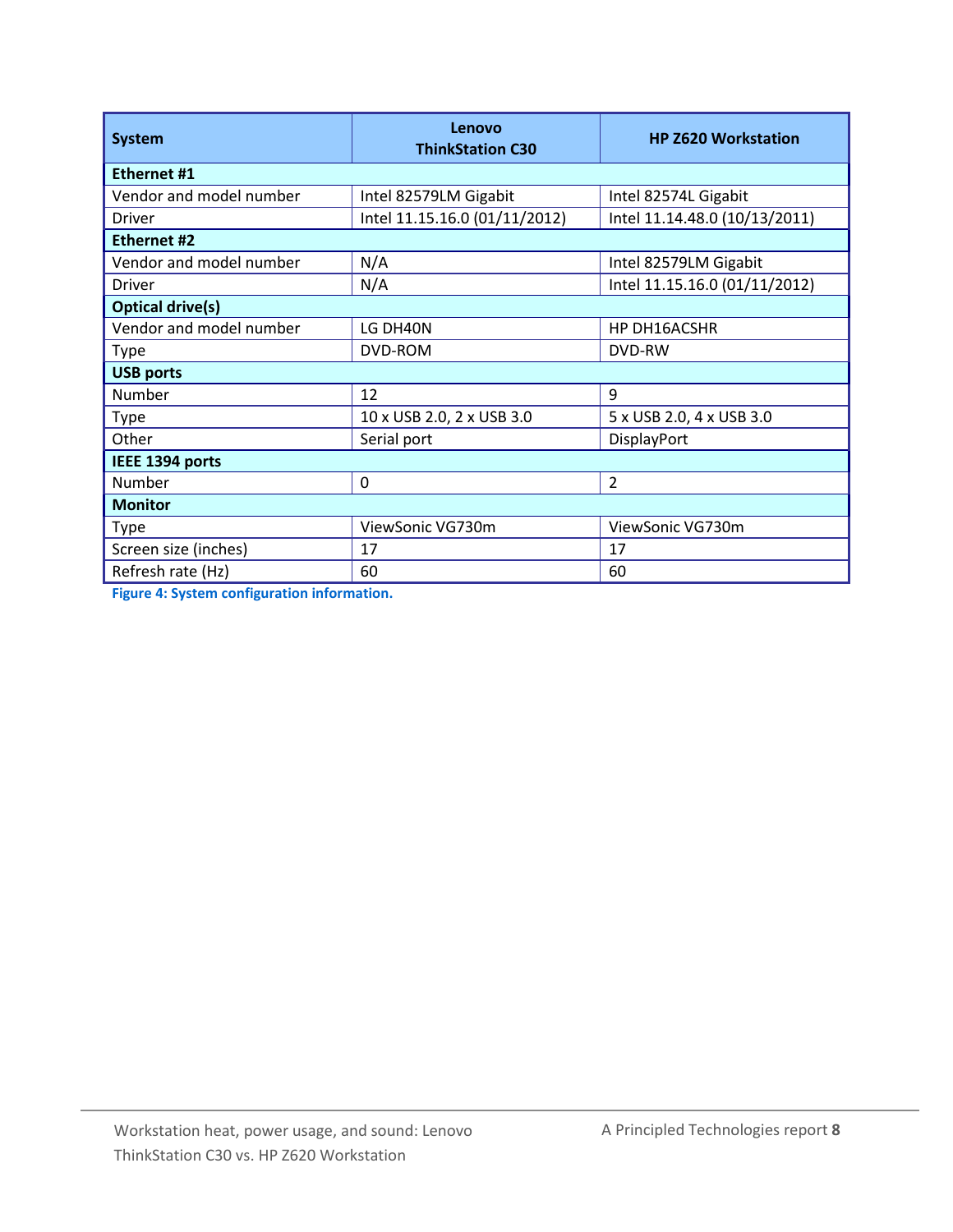| System | Lenovo ThinkStation C30 | HP Z620 Workstation |
| --- | --- | --- |
| **Ethernet #1** | | |
| Vendor and model number | Intel 82579LM Gigabit | Intel 82574L Gigabit |
| Driver | Intel 11.15.16.0 (01/11/2012) | Intel 11.14.48.0 (10/13/2011) |
| **Ethernet #2** | | |
| Vendor and model number | N/A | Intel 82579LM Gigabit |
| Driver | N/A | Intel 11.15.16.0 (01/11/2012) |
| **Optical drive(s)** | | |
| Vendor and model number | LG DH40N | HP DH16ACSHR |
| Type | DVD-ROM | DVD-RW |
| **USB ports** | | |
| Number | 12 | 9 |
| Type | 10 x USB 2.0, 2 x USB 3.0 | 5 x USB 2.0, 4 x USB 3.0 |
| Other | Serial port | DisplayPort |
| **IEEE 1394 ports** | | |
| Number | 0 | 2 |
| **Monitor** | | |
| Type | ViewSonic VG730m | ViewSonic VG730m |
| Screen size (inches) | 17 | 17 |
| Refresh rate (Hz) | 60 | 60 |

**Figure 4: System configuration information.**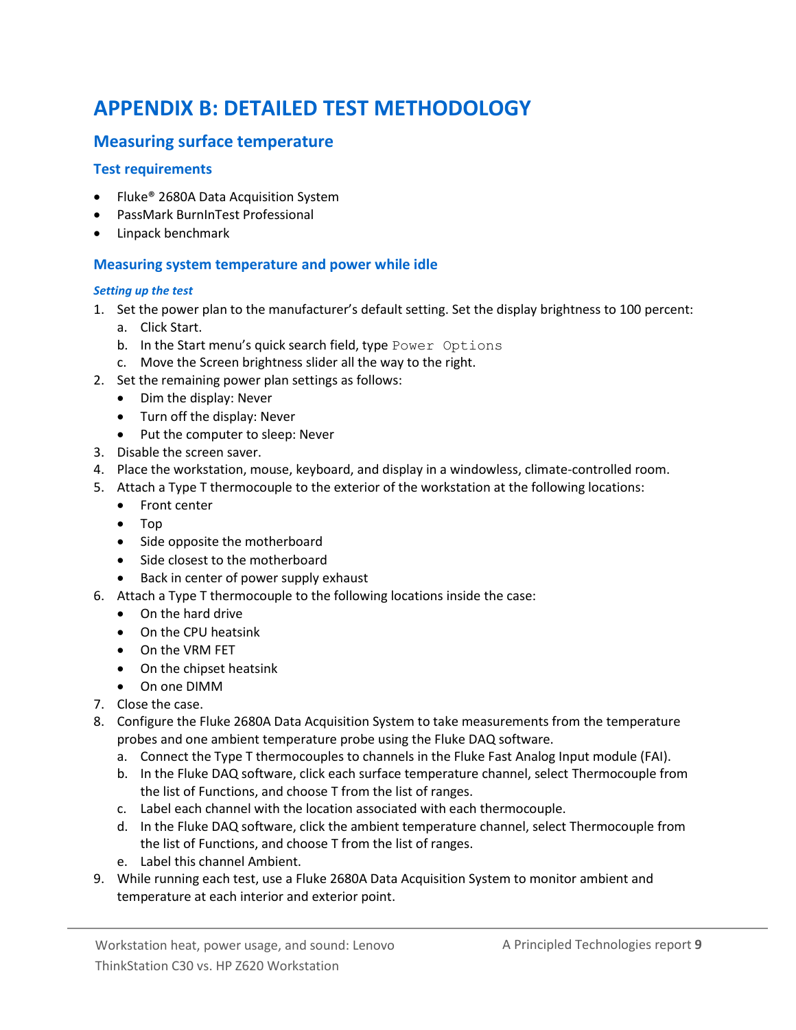# APPENDIX B: DETAILED TEST METHODOLOGY

## Measuring surface temperature

### Test requirements

- Fluke® 2680A Data Acquisition System
- PassMark BurnInTest Professional
- Linpack benchmark

### Measuring system temperature and power while idle

#### *Setting up the test*

1. Set the power plan to the manufacturer's default setting. Set the display brightness to 100 percent:
   a. Click Start.
   b. In the Start menu's quick search field, type `Power Options`
   c. Move the Screen brightness slider all the way to the right.
2. Set the remaining power plan settings as follows:
   - Dim the display: Never
   - Turn off the display: Never
   - Put the computer to sleep: Never
3. Disable the screen saver.
4. Place the workstation, mouse, keyboard, and display in a windowless, climate-controlled room.
5. Attach a Type T thermocouple to the exterior of the workstation at the following locations:
   - Front center
   - Top
   - Side opposite the motherboard
   - Side closest to the motherboard
   - Back in center of power supply exhaust
6. Attach a Type T thermocouple to the following locations inside the case:
   - On the hard drive
   - On the CPU heatsink
   - On the VRM FET
   - On the chipset heatsink
   - On one DIMM
7. Close the case.
8. Configure the Fluke 2680A Data Acquisition System to take measurements from the temperature probes and one ambient temperature probe using the Fluke DAQ software.
   a. Connect the Type T thermocouples to channels in the Fluke Fast Analog Input module (FAI).
   b. In the Fluke DAQ software, click each surface temperature channel, select Thermocouple from the list of Functions, and choose T from the list of ranges.
   c. Label each channel with the location associated with each thermocouple.
   d. In the Fluke DAQ software, click the ambient temperature channel, select Thermocouple from the list of Functions, and choose T from the list of ranges.
   e. Label this channel Ambient.
9. While running each test, use a Fluke 2680A Data Acquisition System to monitor ambient and temperature at each interior and exterior point.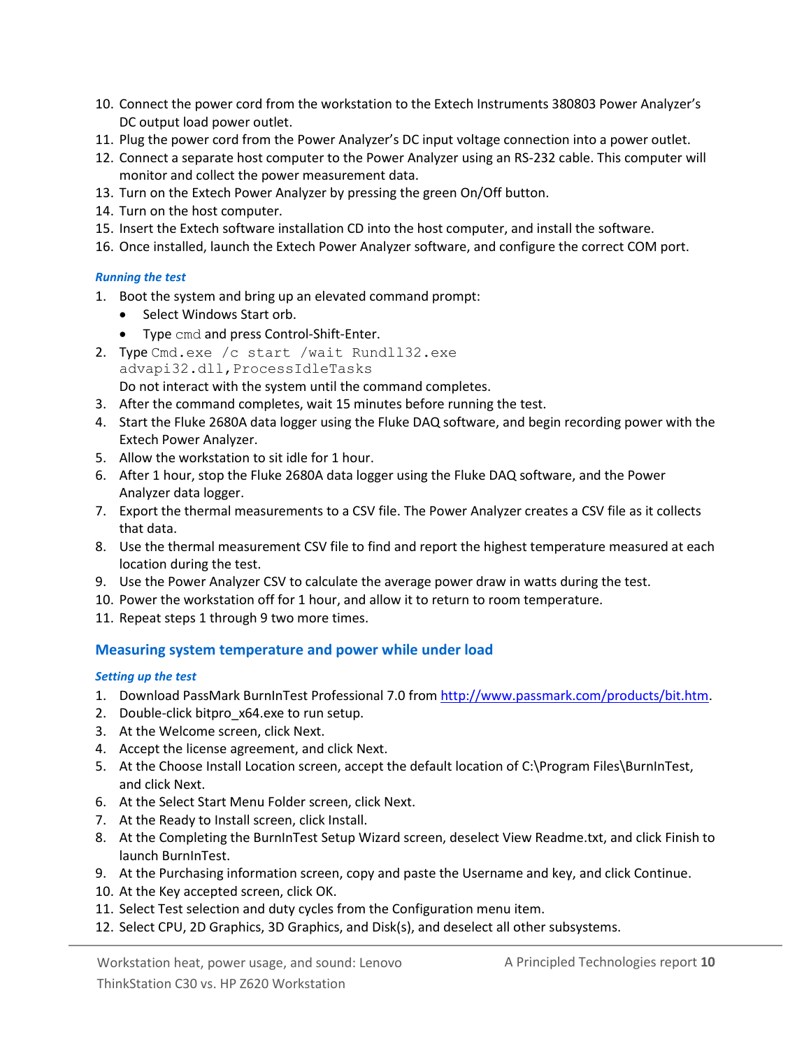10. Connect the power cord from the workstation to the Extech Instruments 380803 Power Analyzer's DC output load power outlet.
11. Plug the power cord from the Power Analyzer's DC input voltage connection into a power outlet.
12. Connect a separate host computer to the Power Analyzer using an RS-232 cable. This computer will monitor and collect the power measurement data.
13. Turn on the Extech Power Analyzer by pressing the green On/Off button.
14. Turn on the host computer.
15. Insert the Extech software installation CD into the host computer, and install the software.
16. Once installed, launch the Extech Power Analyzer software, and configure the correct COM port.

#### *Running the test*

1. Boot the system and bring up an elevated command prompt:
   - Select Windows Start orb.
   - Type `cmd` and press Control-Shift-Enter.
2. Type `Cmd.exe /c start /wait Rundll32.exe advapi32.dll,ProcessIdleTasks`
   Do not interact with the system until the command completes.
3. After the command completes, wait 15 minutes before running the test.
4. Start the Fluke 2680A data logger using the Fluke DAQ software, and begin recording power with the Extech Power Analyzer.
5. Allow the workstation to sit idle for 1 hour.
6. After 1 hour, stop the Fluke 2680A data logger using the Fluke DAQ software, and the Power Analyzer data logger.
7. Export the thermal measurements to a CSV file. The Power Analyzer creates a CSV file as it collects that data.
8. Use the thermal measurement CSV file to find and report the highest temperature measured at each location during the test.
9. Use the Power Analyzer CSV to calculate the average power draw in watts during the test.
10. Power the workstation off for 1 hour, and allow it to return to room temperature.
11. Repeat steps 1 through 9 two more times.

### Measuring system temperature and power while under load

#### *Setting up the test*

1. Download PassMark BurnInTest Professional 7.0 from http://www.passmark.com/products/bit.htm.
2. Double-click bitpro_x64.exe to run setup.
3. At the Welcome screen, click Next.
4. Accept the license agreement, and click Next.
5. At the Choose Install Location screen, accept the default location of C:\Program Files\BurnInTest, and click Next.
6. At the Select Start Menu Folder screen, click Next.
7. At the Ready to Install screen, click Install.
8. At the Completing the BurnInTest Setup Wizard screen, deselect View Readme.txt, and click Finish to launch BurnInTest.
9. At the Purchasing information screen, copy and paste the Username and key, and click Continue.
10. At the Key accepted screen, click OK.
11. Select Test selection and duty cycles from the Configuration menu item.
12. Select CPU, 2D Graphics, 3D Graphics, and Disk(s), and deselect all other subsystems.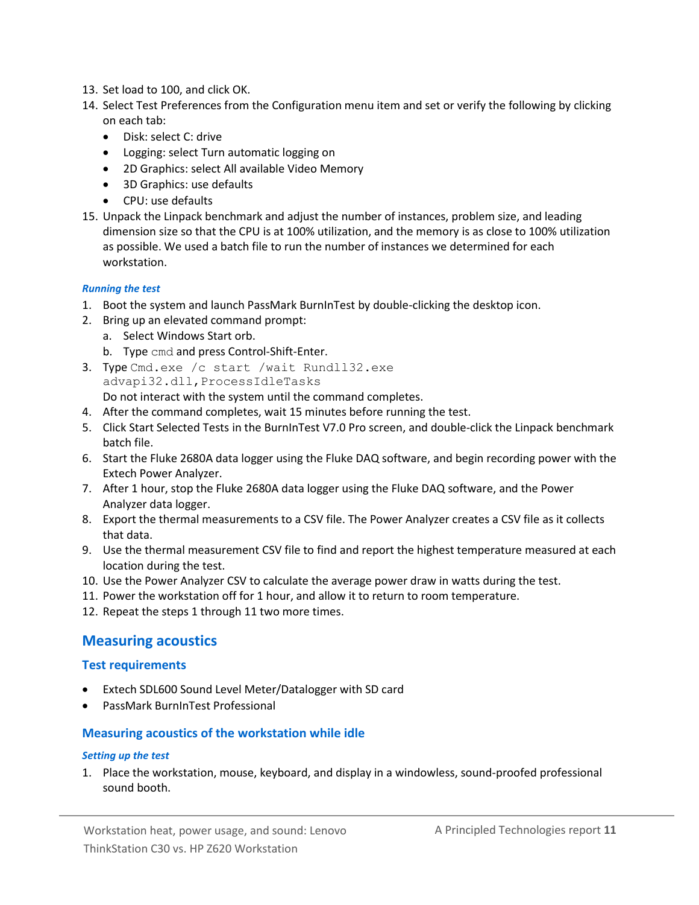13. Set load to 100, and click OK.
14. Select Test Preferences from the Configuration menu item and set or verify the following by clicking on each tab:
    - Disk: select C: drive
    - Logging: select Turn automatic logging on
    - 2D Graphics: select All available Video Memory
    - 3D Graphics: use defaults
    - CPU: use defaults
15. Unpack the Linpack benchmark and adjust the number of instances, problem size, and leading dimension size so that the CPU is at 100% utilization, and the memory is as close to 100% utilization as possible. We used a batch file to run the number of instances we determined for each workstation.

#### *Running the test*

1. Boot the system and launch PassMark BurnInTest by double-clicking the desktop icon.
2. Bring up an elevated command prompt:
    a. Select Windows Start orb.
    b. Type `cmd` and press Control-Shift-Enter.
3. Type `Cmd.exe /c start /wait Rundll32.exe advapi32.dll,ProcessIdleTasks`
   Do not interact with the system until the command completes.
4. After the command completes, wait 15 minutes before running the test.
5. Click Start Selected Tests in the BurnInTest V7.0 Pro screen, and double-click the Linpack benchmark batch file.
6. Start the Fluke 2680A data logger using the Fluke DAQ software, and begin recording power with the Extech Power Analyzer.
7. After 1 hour, stop the Fluke 2680A data logger using the Fluke DAQ software, and the Power Analyzer data logger.
8. Export the thermal measurements to a CSV file. The Power Analyzer creates a CSV file as it collects that data.
9. Use the thermal measurement CSV file to find and report the highest temperature measured at each location during the test.
10. Use the Power Analyzer CSV to calculate the average power draw in watts during the test.
11. Power the workstation off for 1 hour, and allow it to return to room temperature.
12. Repeat the steps 1 through 11 two more times.

## Measuring acoustics

### Test requirements

- Extech SDL600 Sound Level Meter/Datalogger with SD card
- PassMark BurnInTest Professional

### Measuring acoustics of the workstation while idle

#### *Setting up the test*

1. Place the workstation, mouse, keyboard, and display in a windowless, sound-proofed professional sound booth.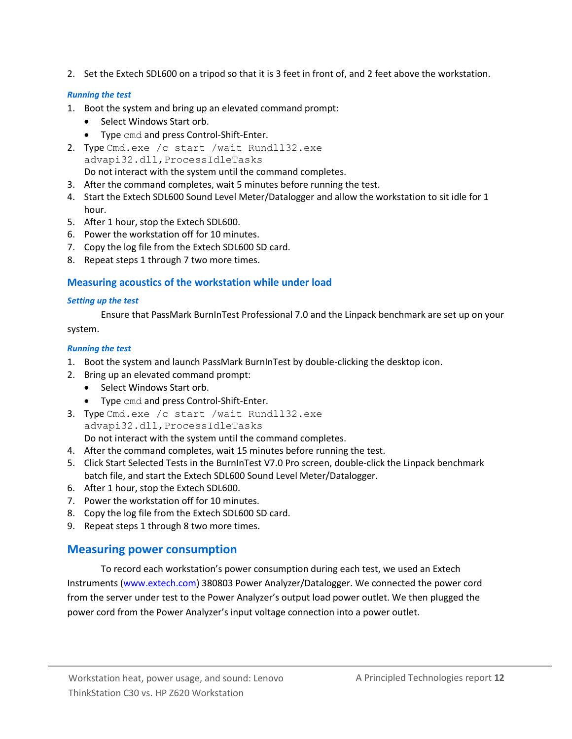2. Set the Extech SDL600 on a tripod so that it is 3 feet in front of, and 2 feet above the workstation.

#### *Running the test*

1. Boot the system and bring up an elevated command prompt:
   - Select Windows Start orb.
   - Type `cmd` and press Control-Shift-Enter.
2. Type `Cmd.exe /c start /wait Rundll32.exe advapi32.dll,ProcessIdleTasks`
   Do not interact with the system until the command completes.
3. After the command completes, wait 5 minutes before running the test.
4. Start the Extech SDL600 Sound Level Meter/Datalogger and allow the workstation to sit idle for 1 hour.
5. After 1 hour, stop the Extech SDL600.
6. Power the workstation off for 10 minutes.
7. Copy the log file from the Extech SDL600 SD card.
8. Repeat steps 1 through 7 two more times.

### Measuring acoustics of the workstation while under load

#### *Setting up the test*

Ensure that PassMark BurnInTest Professional 7.0 and the Linpack benchmark are set up on your system.

#### *Running the test*

1. Boot the system and launch PassMark BurnInTest by double-clicking the desktop icon.
2. Bring up an elevated command prompt:
   - Select Windows Start orb.
   - Type `cmd` and press Control-Shift-Enter.
3. Type `Cmd.exe /c start /wait Rundll32.exe advapi32.dll,ProcessIdleTasks`
   Do not interact with the system until the command completes.
4. After the command completes, wait 15 minutes before running the test.
5. Click Start Selected Tests in the BurnInTest V7.0 Pro screen, double-click the Linpack benchmark batch file, and start the Extech SDL600 Sound Level Meter/Datalogger.
6. After 1 hour, stop the Extech SDL600.
7. Power the workstation off for 10 minutes.
8. Copy the log file from the Extech SDL600 SD card.
9. Repeat steps 1 through 8 two more times.

## Measuring power consumption

To record each workstation's power consumption during each test, we used an Extech Instruments ([www.extech.com](http://www.extech.com)) 380803 Power Analyzer/Datalogger. We connected the power cord from the server under test to the Power Analyzer's output load power outlet. We then plugged the power cord from the Power Analyzer's input voltage connection into a power outlet.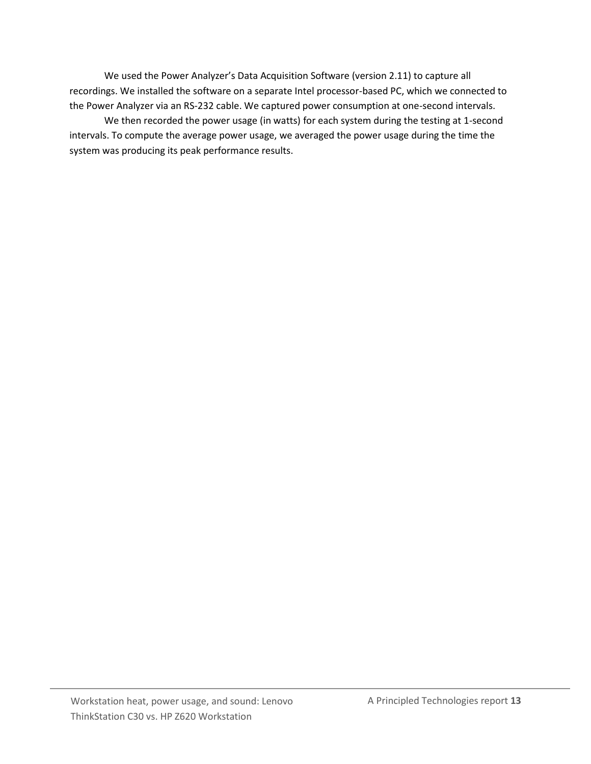We used the Power Analyzer's Data Acquisition Software (version 2.11) to capture all recordings. We installed the software on a separate Intel processor-based PC, which we connected to the Power Analyzer via an RS-232 cable. We captured power consumption at one-second intervals.

We then recorded the power usage (in watts) for each system during the testing at 1-second intervals. To compute the average power usage, we averaged the power usage during the time the system was producing its peak performance results.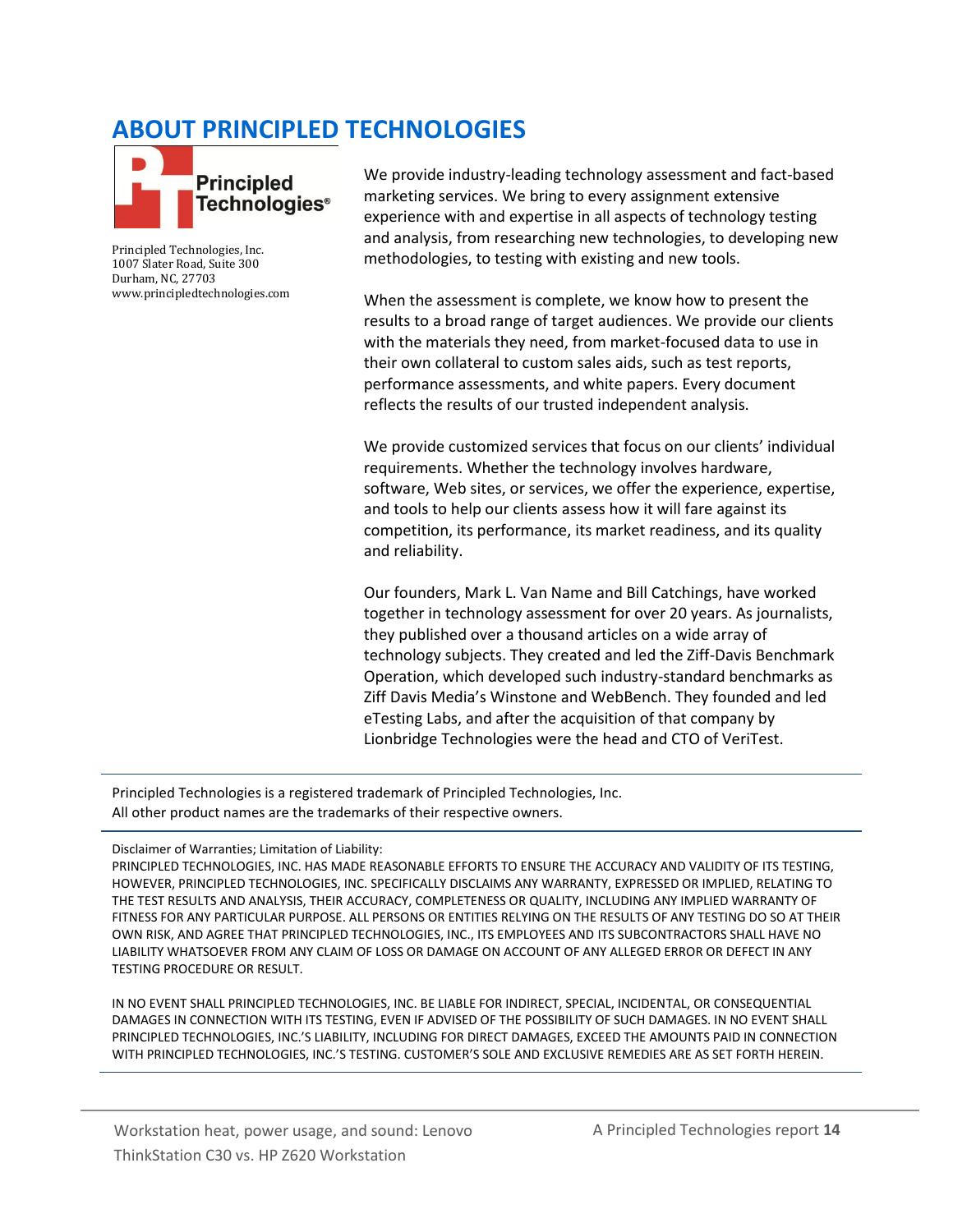# ABOUT PRINCIPLED TECHNOLOGIES

Principled Technologies, Inc.
1007 Slater Road, Suite 300
Durham, NC, 27703
www.principledtechnologies.com

We provide industry-leading technology assessment and fact-based marketing services. We bring to every assignment extensive experience with and expertise in all aspects of technology testing and analysis, from researching new technologies, to developing new methodologies, to testing with existing and new tools.

When the assessment is complete, we know how to present the results to a broad range of target audiences. We provide our clients with the materials they need, from market-focused data to use in their own collateral to custom sales aids, such as test reports, performance assessments, and white papers. Every document reflects the results of our trusted independent analysis.

We provide customized services that focus on our clients' individual requirements. Whether the technology involves hardware, software, Web sites, or services, we offer the experience, expertise, and tools to help our clients assess how it will fare against its competition, its performance, its market readiness, and its quality and reliability.

Our founders, Mark L. Van Name and Bill Catchings, have worked together in technology assessment for over 20 years. As journalists, they published over a thousand articles on a wide array of technology subjects. They created and led the Ziff-Davis Benchmark Operation, which developed such industry-standard benchmarks as Ziff Davis Media's Winstone and WebBench. They founded and led eTesting Labs, and after the acquisition of that company by Lionbridge Technologies were the head and CTO of VeriTest.

Principled Technologies is a registered trademark of Principled Technologies, Inc.
All other product names are the trademarks of their respective owners.

Disclaimer of Warranties; Limitation of Liability:
PRINCIPLED TECHNOLOGIES, INC. HAS MADE REASONABLE EFFORTS TO ENSURE THE ACCURACY AND VALIDITY OF ITS TESTING, HOWEVER, PRINCIPLED TECHNOLOGIES, INC. SPECIFICALLY DISCLAIMS ANY WARRANTY, EXPRESSED OR IMPLIED, RELATING TO THE TEST RESULTS AND ANALYSIS, THEIR ACCURACY, COMPLETENESS OR QUALITY, INCLUDING ANY IMPLIED WARRANTY OF FITNESS FOR ANY PARTICULAR PURPOSE. ALL PERSONS OR ENTITIES RELYING ON THE RESULTS OF ANY TESTING DO SO AT THEIR OWN RISK, AND AGREE THAT PRINCIPLED TECHNOLOGIES, INC., ITS EMPLOYEES AND ITS SUBCONTRACTORS SHALL HAVE NO LIABILITY WHATSOEVER FROM ANY CLAIM OF LOSS OR DAMAGE ON ACCOUNT OF ANY ALLEGED ERROR OR DEFECT IN ANY TESTING PROCEDURE OR RESULT.

IN NO EVENT SHALL PRINCIPLED TECHNOLOGIES, INC. BE LIABLE FOR INDIRECT, SPECIAL, INCIDENTAL, OR CONSEQUENTIAL DAMAGES IN CONNECTION WITH ITS TESTING, EVEN IF ADVISED OF THE POSSIBILITY OF SUCH DAMAGES. IN NO EVENT SHALL PRINCIPLED TECHNOLOGIES, INC.'S LIABILITY, INCLUDING FOR DIRECT DAMAGES, EXCEED THE AMOUNTS PAID IN CONNECTION WITH PRINCIPLED TECHNOLOGIES, INC.'S TESTING. CUSTOMER'S SOLE AND EXCLUSIVE REMEDIES ARE AS SET FORTH HEREIN.